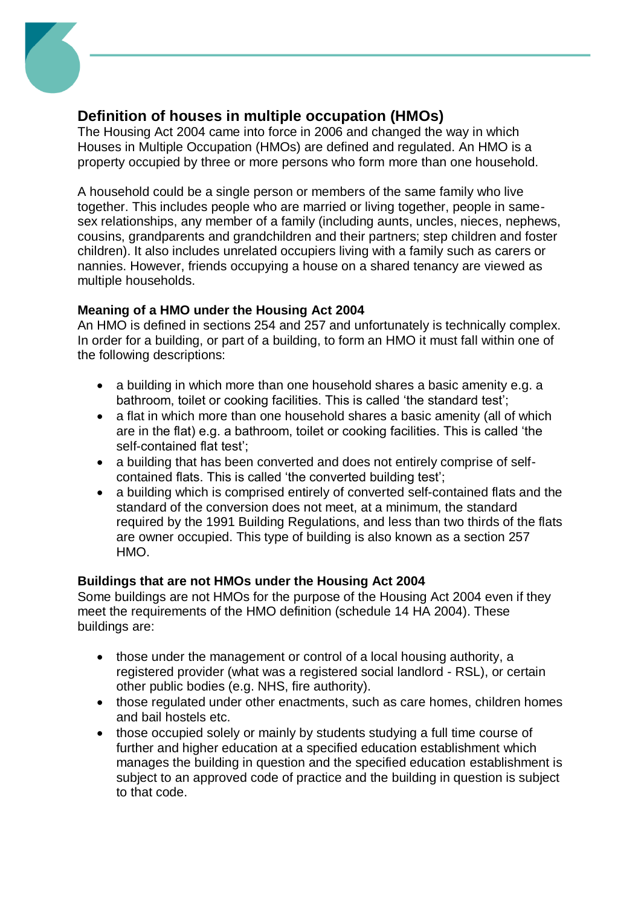## Definition of houses in multiple occupation (HMOs)

The Housing Act 2004 came into force in 2006 and changed the way in which Houses in Multiple Occupation (HMOs) are defined and regulated. An HMO is a property occupied by three or more persons who form more than one household.

A household could be a single person or members of the same family who live together. This includes people who are married or living together, people in same-sex relationships, any member of a family (including aunts, uncles, nieces, nephews, cousins, grandparents and grandchildren and their partners; step children and foster children). It also includes unrelated occupiers living with a family such as carers or nannies. However, friends occupying a house on a shared tenancy are viewed as multiple households.

### Meaning of a HMO under the Housing Act 2004

An HMO is defined in sections 254 and 257 and unfortunately is technically complex. In order for a building, or part of a building, to form an HMO it must fall within one of the following descriptions:

- a building in which more than one household shares a basic amenity e.g. a bathroom, toilet or cooking facilities. This is called 'the standard test';
- a flat in which more than one household shares a basic amenity (all of which are in the flat) e.g. a bathroom, toilet or cooking facilities. This is called 'the self-contained flat test';
- a building that has been converted and does not entirely comprise of self-contained flats. This is called 'the converted building test';
- a building which is comprised entirely of converted self-contained flats and the standard of the conversion does not meet, at a minimum, the standard required by the 1991 Building Regulations, and less than two thirds of the flats are owner occupied. This type of building is also known as a section 257 HMO.

### Buildings that are not HMOs under the Housing Act 2004

Some buildings are not HMOs for the purpose of the Housing Act 2004 even if they meet the requirements of the HMO definition (schedule 14 HA 2004). These buildings are:

- those under the management or control of a local housing authority, a registered provider (what was a registered social landlord - RSL), or certain other public bodies (e.g. NHS, fire authority).
- those regulated under other enactments, such as care homes, children homes and bail hostels etc.
- those occupied solely or mainly by students studying a full time course of further and higher education at a specified education establishment which manages the building in question and the specified education establishment is subject to an approved code of practice and the building in question is subject to that code.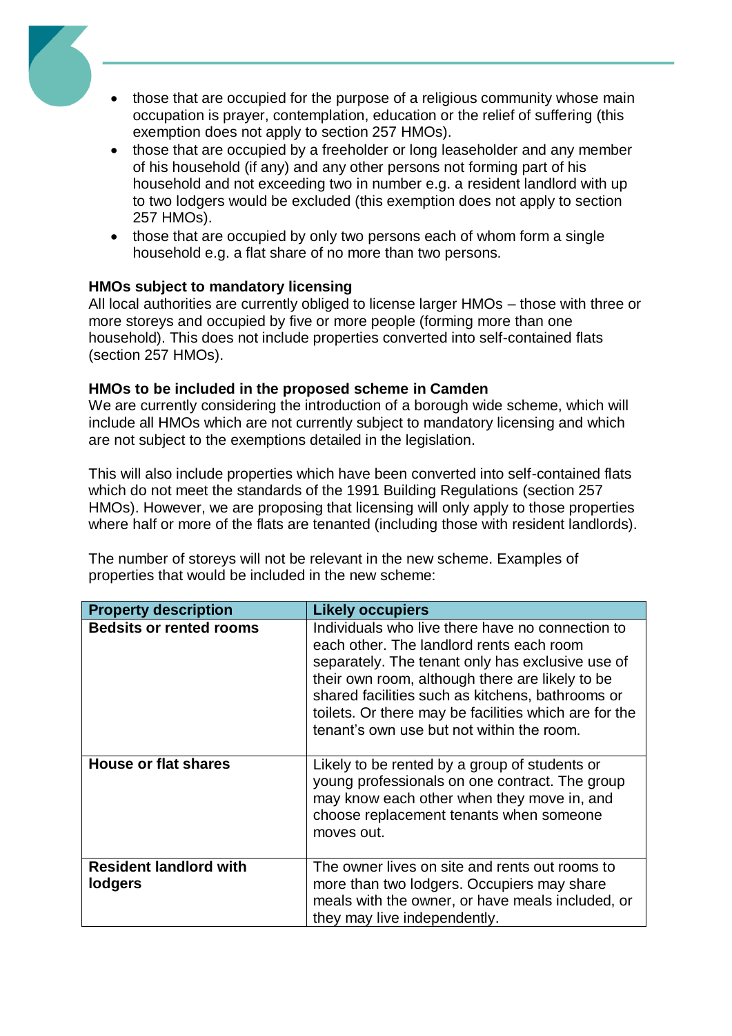- those that are occupied for the purpose of a religious community whose main occupation is prayer, contemplation, education or the relief of suffering (this exemption does not apply to section 257 HMOs).
- those that are occupied by a freeholder or long leaseholder and any member of his household (if any) and any other persons not forming part of his household and not exceeding two in number e.g. a resident landlord with up to two lodgers would be excluded (this exemption does not apply to section 257 HMOs).
- those that are occupied by only two persons each of whom form a single household e.g. a flat share of no more than two persons.

**HMOs subject to mandatory licensing**

All local authorities are currently obliged to license larger HMOs – those with three or more storeys and occupied by five or more people (forming more than one household). This does not include properties converted into self-contained flats (section 257 HMOs).

**HMOs to be included in the proposed scheme in Camden**

We are currently considering the introduction of a borough wide scheme, which will include all HMOs which are not currently subject to mandatory licensing and which are not subject to the exemptions detailed in the legislation.

This will also include properties which have been converted into self-contained flats which do not meet the standards of the 1991 Building Regulations (section 257 HMOs). However, we are proposing that licensing will only apply to those properties where half or more of the flats are tenanted (including those with resident landlords).

The number of storeys will not be relevant in the new scheme. Examples of properties that would be included in the new scheme:

| Property description | Likely occupiers |
|---|---|
| **Bedsits or rented rooms** | Individuals who live there have no connection to each other. The landlord rents each room separately. The tenant only has exclusive use of their own room, although there are likely to be shared facilities such as kitchens, bathrooms or toilets. Or there may be facilities which are for the tenant's own use but not within the room. |
| **House or flat shares** | Likely to be rented by a group of students or young professionals on one contract. The group may know each other when they move in, and choose replacement tenants when someone moves out. |
| **Resident landlord with lodgers** | The owner lives on site and rents out rooms to more than two lodgers. Occupiers may share meals with the owner, or have meals included, or they may live independently. |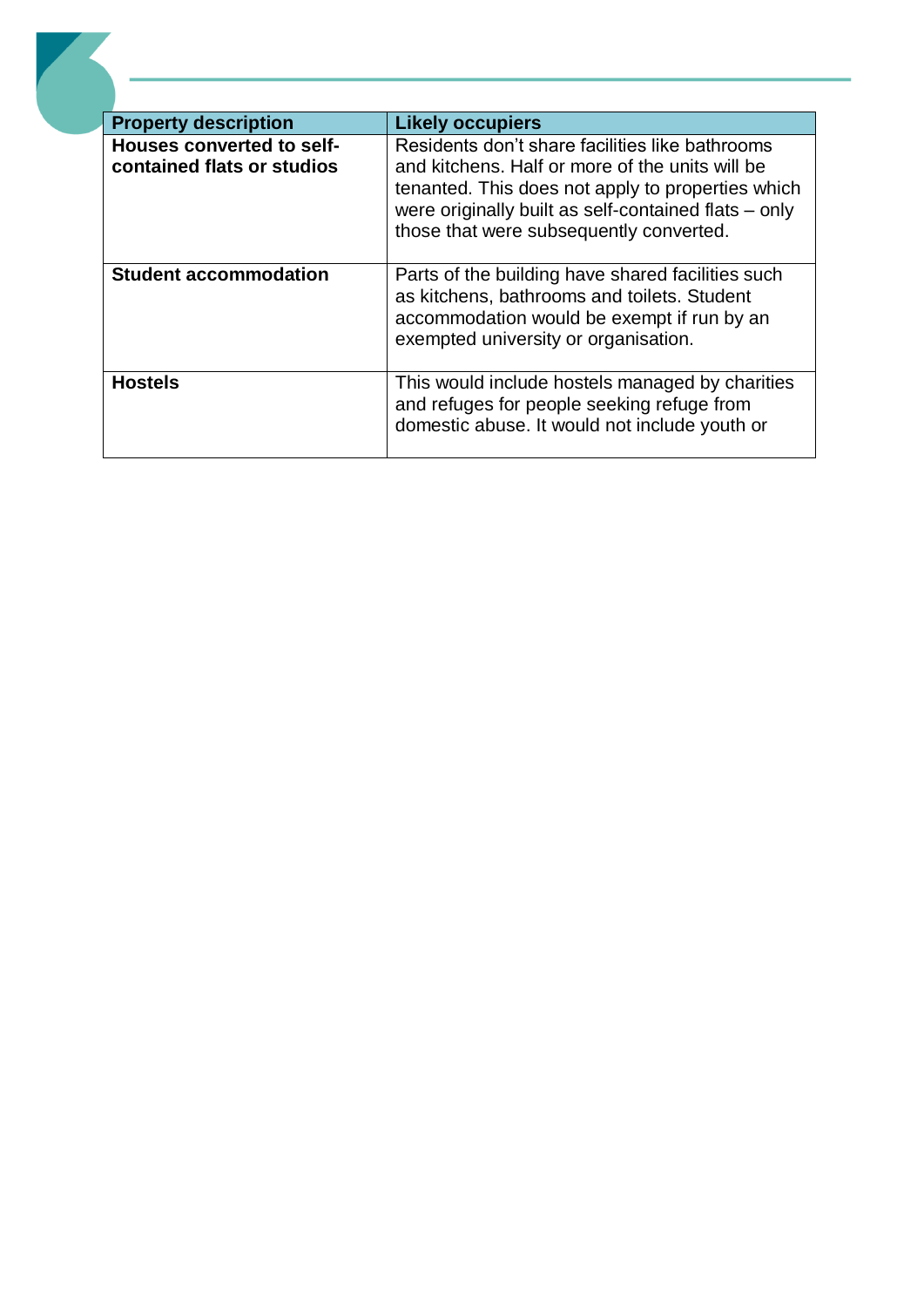| Property description | Likely occupiers |
|---|---|
| **Houses converted to self-contained flats or studios** | Residents don't share facilities like bathrooms and kitchens. Half or more of the units will be tenanted. This does not apply to properties which were originally built as self-contained flats – only those that were subsequently converted. |
| **Student accommodation** | Parts of the building have shared facilities such as kitchens, bathrooms and toilets. Student accommodation would be exempt if run by an exempted university or organisation. |
| **Hostels** | This would include hostels managed by charities and refuges for people seeking refuge from domestic abuse. It would not include youth or |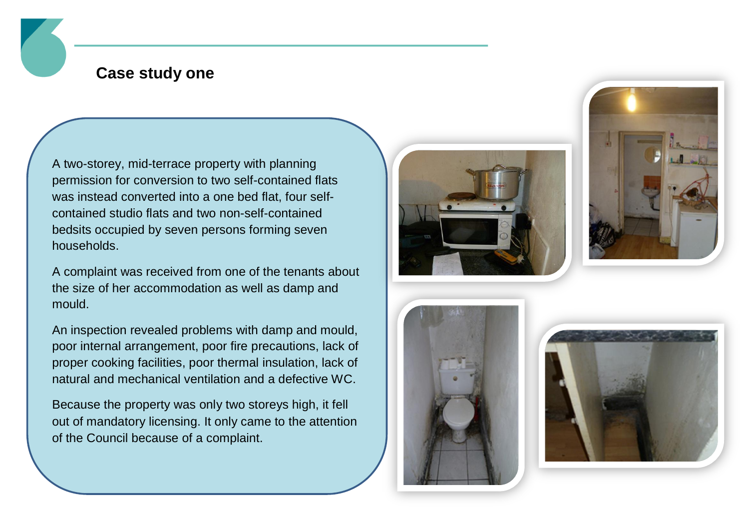## Case study one

A two-storey, mid-terrace property with planning permission for conversion to two self-contained flats was instead converted into a one bed flat, four self-contained studio flats and two non-self-contained bedsits occupied by seven persons forming seven households.

A complaint was received from one of the tenants about the size of her accommodation as well as damp and mould.

An inspection revealed problems with damp and mould, poor internal arrangement, poor fire precautions, lack of proper cooking facilities, poor thermal insulation, lack of natural and mechanical ventilation and a defective WC.

Because the property was only two storeys high, it fell out of mandatory licensing. It only came to the attention of the Council because of a complaint.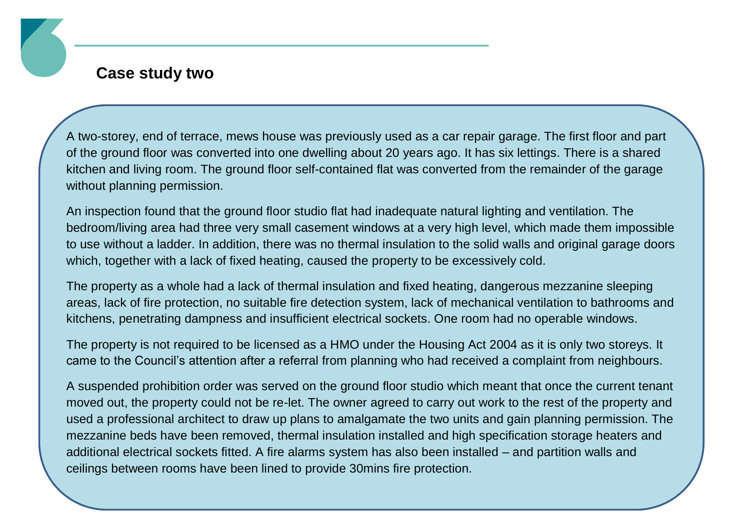## Case study two

A two-storey, end of terrace, mews house was previously used as a car repair garage. The first floor and part of the ground floor was converted into one dwelling about 20 years ago. It has six lettings. There is a shared kitchen and living room. The ground floor self-contained flat was converted from the remainder of the garage without planning permission.

An inspection found that the ground floor studio flat had inadequate natural lighting and ventilation. The bedroom/living area had three very small casement windows at a very high level, which made them impossible to use without a ladder. In addition, there was no thermal insulation to the solid walls and original garage doors which, together with a lack of fixed heating, caused the property to be excessively cold.

The property as a whole had a lack of thermal insulation and fixed heating, dangerous mezzanine sleeping areas, lack of fire protection, no suitable fire detection system, lack of mechanical ventilation to bathrooms and kitchens, penetrating dampness and insufficient electrical sockets. One room had no operable windows.

The property is not required to be licensed as a HMO under the Housing Act 2004 as it is only two storeys. It came to the Council's attention after a referral from planning who had received a complaint from neighbours.

A suspended prohibition order was served on the ground floor studio which meant that once the current tenant moved out, the property could not be re-let. The owner agreed to carry out work to the rest of the property and used a professional architect to draw up plans to amalgamate the two units and gain planning permission. The mezzanine beds have been removed, thermal insulation installed and high specification storage heaters and additional electrical sockets fitted. A fire alarms system has also been installed – and partition walls and ceilings between rooms have been lined to provide 30mins fire protection.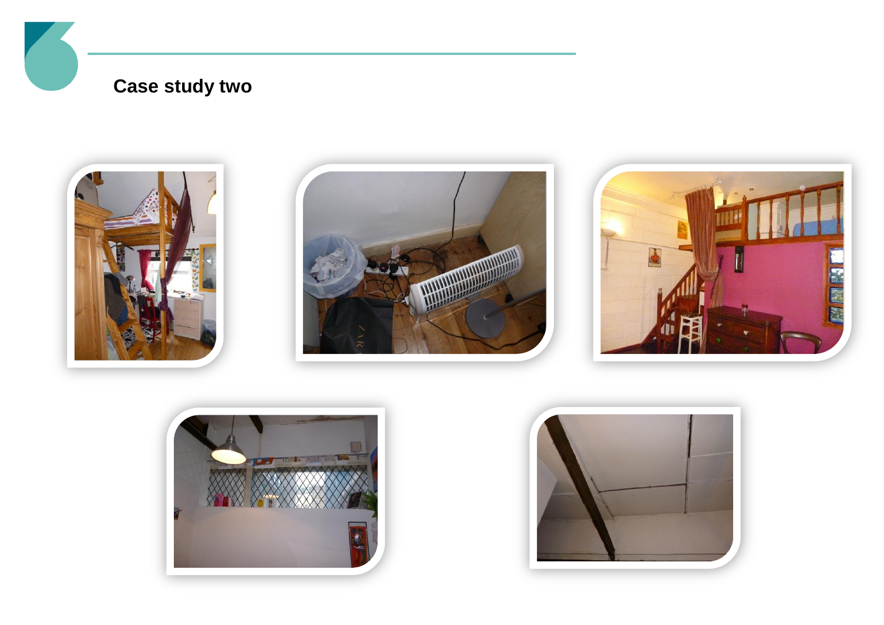## Case study two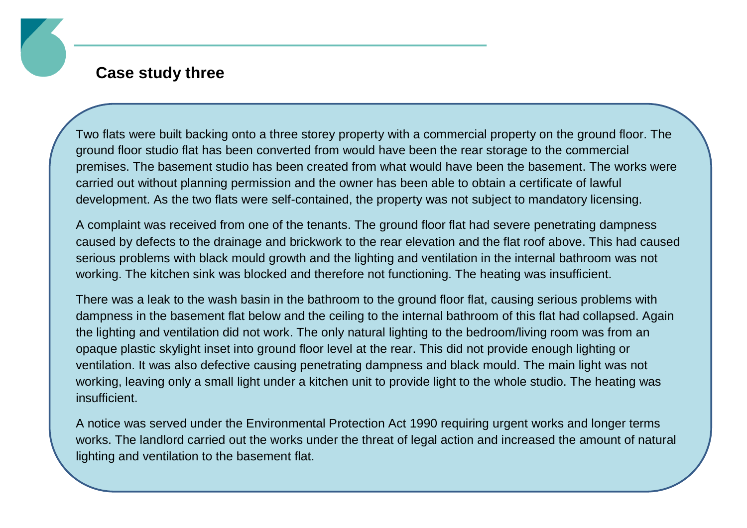## Case study three

Two flats were built backing onto a three storey property with a commercial property on the ground floor. The ground floor studio flat has been converted from would have been the rear storage to the commercial premises. The basement studio has been created from what would have been the basement. The works were carried out without planning permission and the owner has been able to obtain a certificate of lawful development. As the two flats were self-contained, the property was not subject to mandatory licensing.

A complaint was received from one of the tenants. The ground floor flat had severe penetrating dampness caused by defects to the drainage and brickwork to the rear elevation and the flat roof above. This had caused serious problems with black mould growth and the lighting and ventilation in the internal bathroom was not working. The kitchen sink was blocked and therefore not functioning. The heating was insufficient.

There was a leak to the wash basin in the bathroom to the ground floor flat, causing serious problems with dampness in the basement flat below and the ceiling to the internal bathroom of this flat had collapsed. Again the lighting and ventilation did not work. The only natural lighting to the bedroom/living room was from an opaque plastic skylight inset into ground floor level at the rear. This did not provide enough lighting or ventilation. It was also defective causing penetrating dampness and black mould. The main light was not working, leaving only a small light under a kitchen unit to provide light to the whole studio. The heating was insufficient.

A notice was served under the Environmental Protection Act 1990 requiring urgent works and longer terms works. The landlord carried out the works under the threat of legal action and increased the amount of natural lighting and ventilation to the basement flat.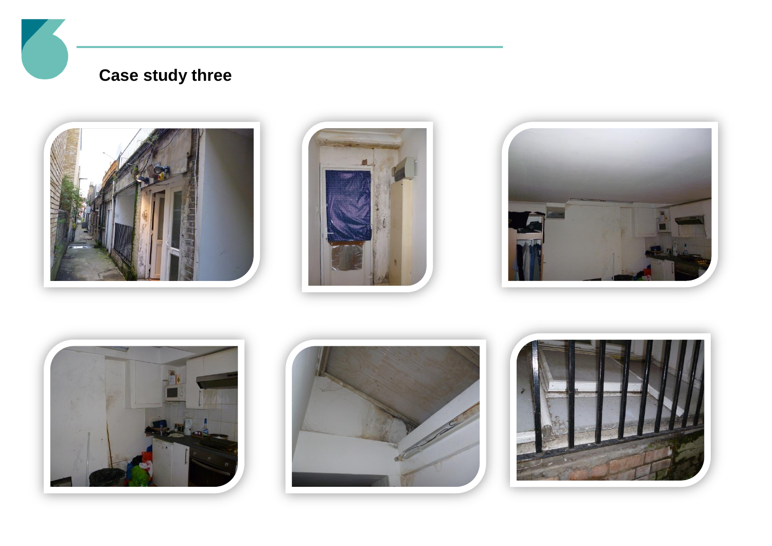# Case study three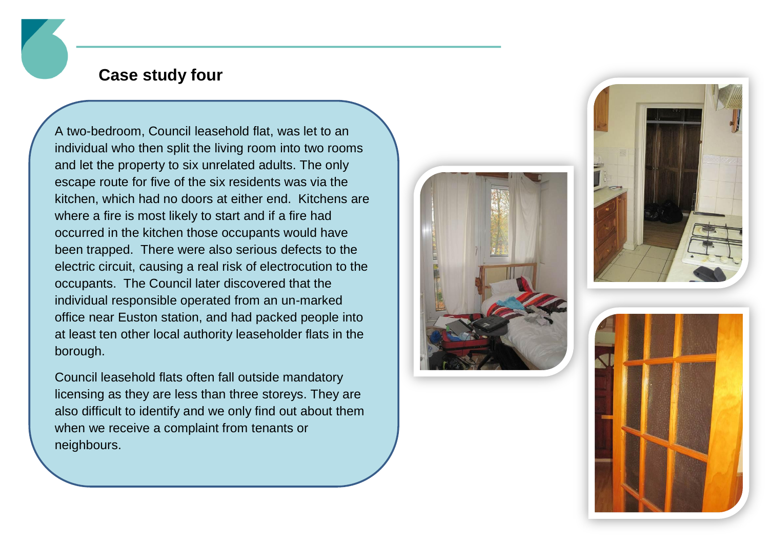## Case study four

A two-bedroom, Council leasehold flat, was let to an individual who then split the living room into two rooms and let the property to six unrelated adults. The only escape route for five of the six residents was via the kitchen, which had no doors at either end. Kitchens are where a fire is most likely to start and if a fire had occurred in the kitchen those occupants would have been trapped. There were also serious defects to the electric circuit, causing a real risk of electrocution to the occupants. The Council later discovered that the individual responsible operated from an un-marked office near Euston station, and had packed people into at least ten other local authority leaseholder flats in the borough.

Council leasehold flats often fall outside mandatory licensing as they are less than three storeys. They are also difficult to identify and we only find out about them when we receive a complaint from tenants or neighbours.